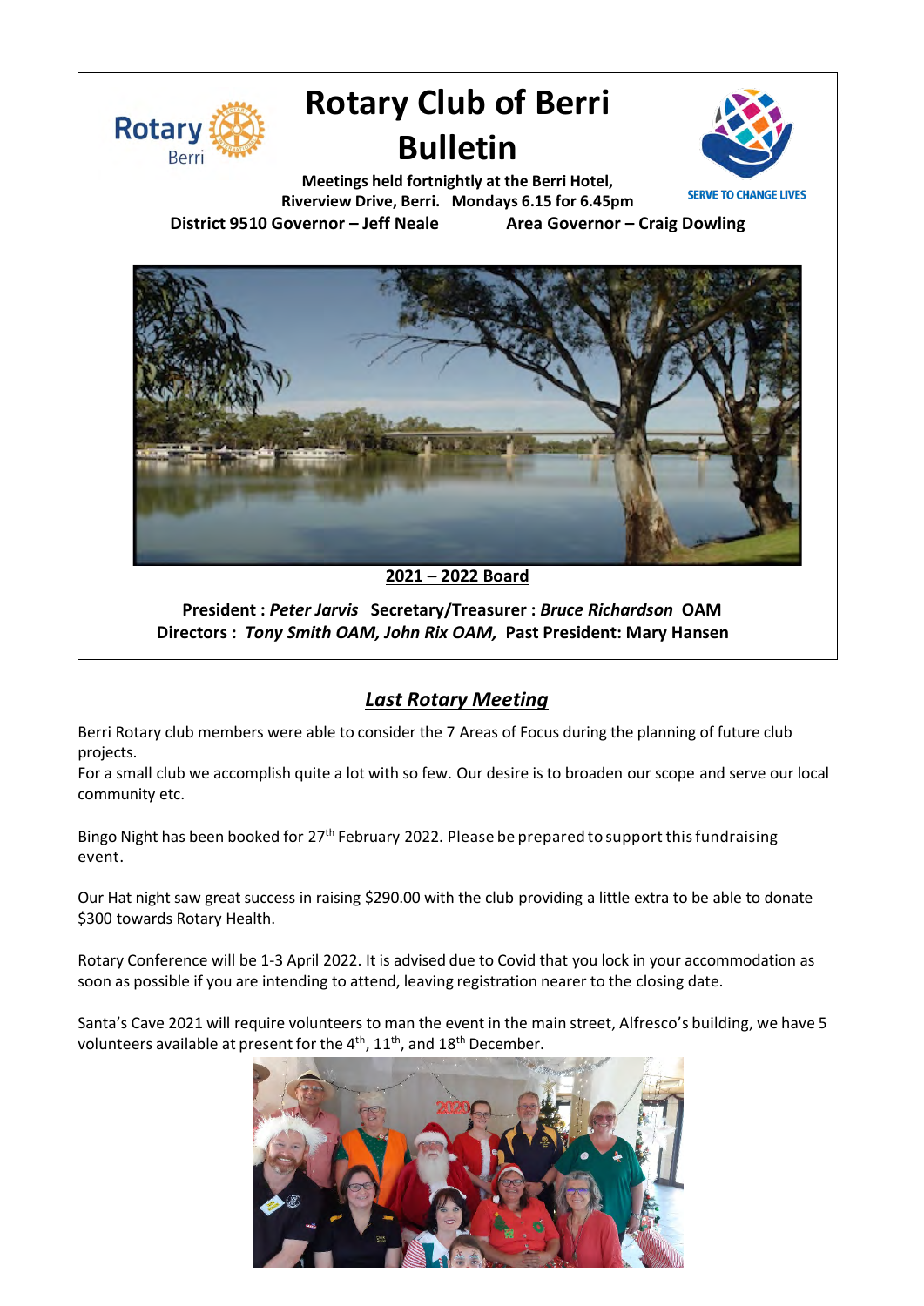# Rotary Club of Berri Bulletin

**Meetings held fortnightly at the Berri Hotel, Riverview Drive, Berri. Mondays 6.15 for 6.45pm**

SERVE TO CHANGE LIVES

**District 9510 Governor – Jeff Neale** **Area Governor – Craig Dowling**

**2021 – 2022 Board**

**President :** ***Peter Jarvis*** **Secretary/Treasurer :** ***Bruce Richardson*** **OAM**
**Directors :** ***Tony Smith OAM, John Rix OAM,*** **Past President: Mary Hansen**

## *Last Rotary Meeting*

Berri Rotary club members were able to consider the 7 Areas of Focus during the planning of future club projects.
For a small club we accomplish quite a lot with so few. Our desire is to broaden our scope and serve our local community etc.

Bingo Night has been booked for 27th February 2022. Please be prepared to support this fundraising event.

Our Hat night saw great success in raising $290.00 with the club providing a little extra to be able to donate $300 towards Rotary Health.

Rotary Conference will be 1-3 April 2022. It is advised due to Covid that you lock in your accommodation as soon as possible if you are intending to attend, leaving registration nearer to the closing date.

Santa's Cave 2021 will require volunteers to man the event in the main street, Alfresco's building, we have 5 volunteers available at present for the 4th, 11th, and 18th December.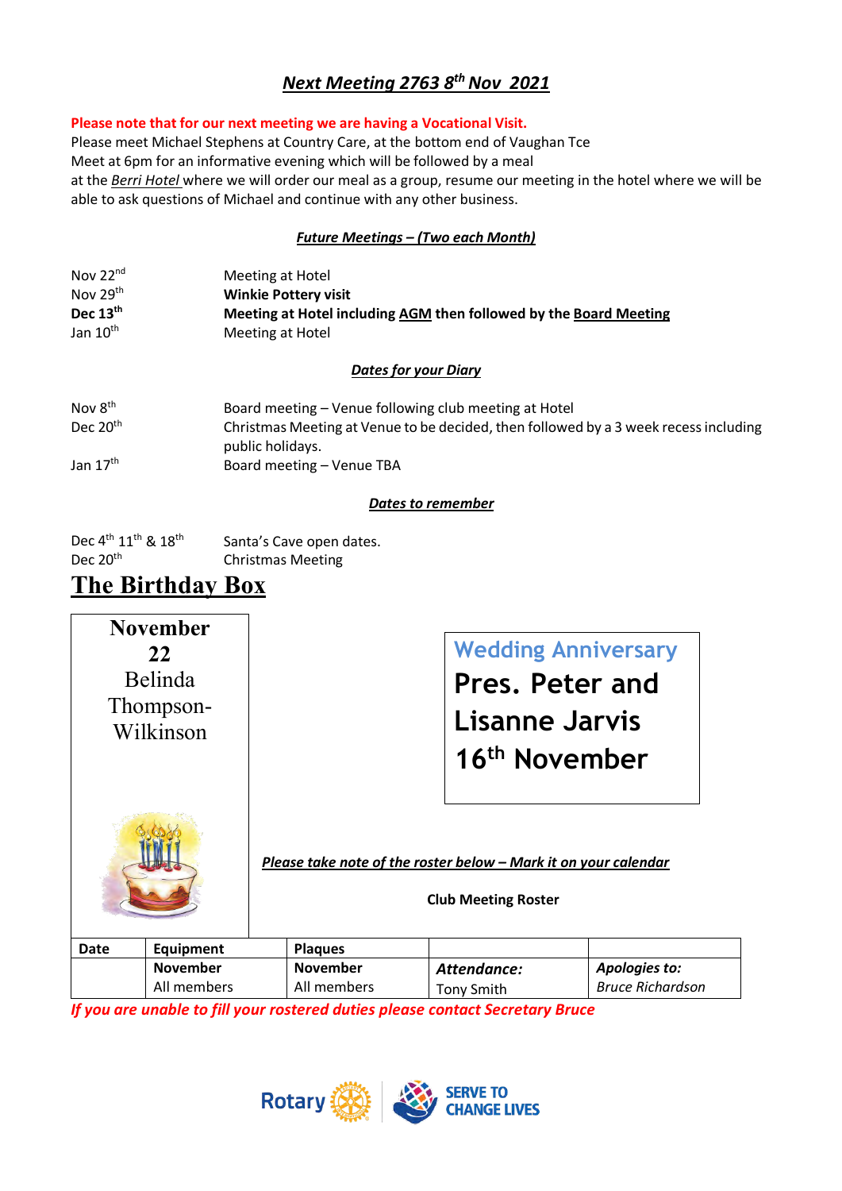## *Next Meeting 2763 8th Nov 2021*

**Please note that for our next meeting we are having a Vocational Visit.**

Please meet Michael Stephens at Country Care, at the bottom end of Vaughan Tce
Meet at 6pm for an informative evening which will be followed by a meal
at the *Berri Hotel* where we will order our meal as a group, resume our meeting in the hotel where we will be able to ask questions of Michael and continue with any other business.

### *Future Meetings – (Two each Month)*

| | |
|---|---|
| Nov 22nd | Meeting at Hotel |
| Nov 29th | **Winkie Pottery visit** |
| **Dec 13th** | **Meeting at Hotel including AGM then followed by the Board Meeting** |
| Jan 10th | Meeting at Hotel |

### *Dates for your Diary*

| | |
|---|---|
| Nov 8th | Board meeting – Venue following club meeting at Hotel |
| Dec 20th | Christmas Meeting at Venue to be decided, then followed by a 3 week recess including public holidays. |
| Jan 17th | Board meeting – Venue TBA |

### *Dates to remember*

| | |
|---|---|
| Dec 4th 11th & 18th | Santa's Cave open dates. |
| Dec 20th | Christmas Meeting |

# The Birthday Box

**November**
**22**
Belinda Thompson-Wilkinson

Wedding Anniversary
**Pres. Peter and Lisanne Jarvis**
**16th November**

***Please take note of the roster below – Mark it on your calendar***

**Club Meeting Roster**

| Date | Equipment | Plaques | | |
|---|---|---|---|---|
| | **November** All members | **November** All members | ***Attendance:*** Tony Smith | ***Apologies to:*** *Bruce Richardson* |

***If you are unable to fill your rostered duties please contact Secretary Bruce***

Rotary SERVE TO CHANGE LIVES